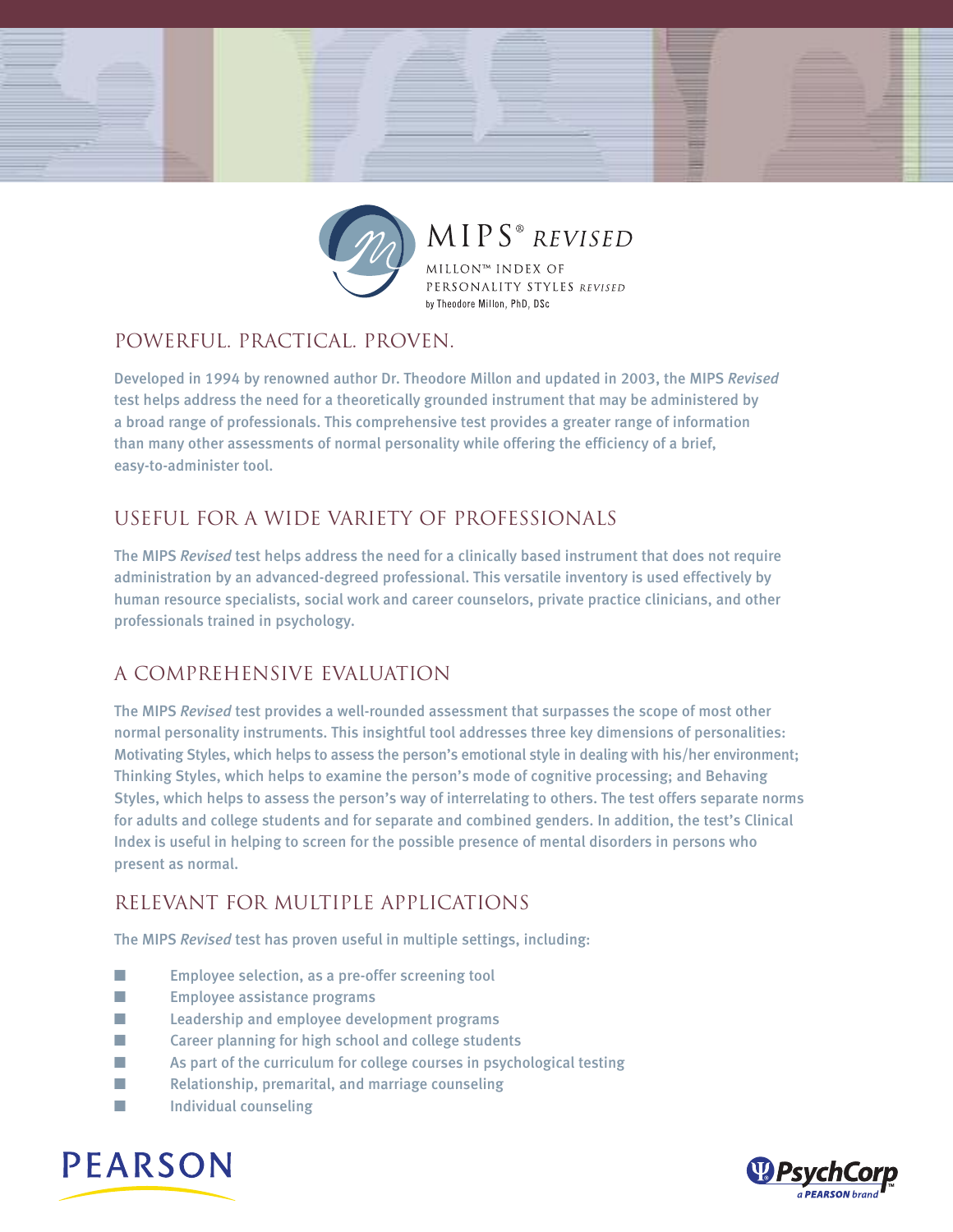# MIPS® *REVISED*

MILLON™ INDEX OF PERSONALITY STYLES *REVISED*

by Theodore Millon, PhD, DSc

## POWERFUL. PRACTICAL. PROVEN.

Developed in 1994 by renowned author Dr. Theodore Millon and updated in 2003, the MIPS *Revised* test helps address the need for a theoretically grounded instrument that may be administered by a broad range of professionals. This comprehensive test provides a greater range of information than many other assessments of normal personality while offering the efficiency of a brief, easy-to-administer tool.

## USEFUL FOR A WIDE VARIETY OF PROFESSIONALS

The MIPS *Revised* test helps address the need for a clinically based instrument that does not require administration by an advanced-degreed professional. This versatile inventory is used effectively by human resource specialists, social work and career counselors, private practice clinicians, and other professionals trained in psychology.

## A COMPREHENSIVE EVALUATION

The MIPS *Revised* test provides a well-rounded assessment that surpasses the scope of most other normal personality instruments. This insightful tool addresses three key dimensions of personalities: Motivating Styles, which helps to assess the person's emotional style in dealing with his/her environment; Thinking Styles, which helps to examine the person's mode of cognitive processing; and Behaving Styles, which helps to assess the person's way of interrelating to others. The test offers separate norms for adults and college students and for separate and combined genders. In addition, the test's Clinical Index is useful in helping to screen for the possible presence of mental disorders in persons who present as normal.

## RELEVANT FOR MULTIPLE APPLICATIONS

The MIPS *Revised* test has proven useful in multiple settings, including:

- Employee selection, as a pre-offer screening tool
- Employee assistance programs
- Leadership and employee development programs
- Career planning for high school and college students
- As part of the curriculum for college courses in psychological testing
- Relationship, premarital, and marriage counseling
- Individual counseling

PEARSON

PsychCorp™ a PEARSON brand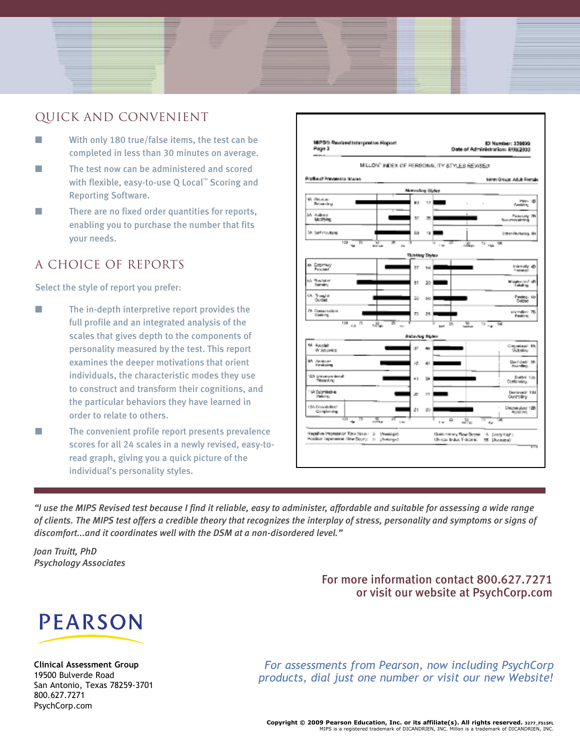## QUICK AND CONVENIENT

- With only 180 true/false items, the test can be completed in less than 30 minutes on average.
- The test now can be administered and scored with flexible, easy-to-use Q Local™ Scoring and Reporting Software.
- There are no fixed order quantities for reports, enabling you to purchase the number that fits your needs.

## A CHOICE OF REPORTS

Select the style of report you prefer:

- The in-depth interpretive report provides the full profile and an integrated analysis of the scales that gives depth to the components of personality measured by the test. This report examines the deeper motivations that orient individuals, the characteristic modes they use to construct and transform their cognitions, and the particular behaviors they have learned in order to relate to others.
- The convenient profile report presents prevalence scores for all 24 scales in a newly revised, easy-to-read graph, giving you a quick picture of the individual's personality styles.

MIPS® Revised Interpretive Report
Page 2
ID Number: 336699
Date of Administration: 8/09/2003

MILLON™ INDEX OF PERSONALITY STYLES REVISED

Profile of Prevalence Scores
Norm Group: Adult Female

Motivating Styles

Thinking Styles

Behaving Styles

*"I use the MIPS Revised test because I find it reliable, easy to administer, affordable and suitable for assessing a wide range of clients. The MIPS test offers a credible theory that recognizes the interplay of stress, personality and symptoms or signs of discomfort...and it coordinates well with the DSM at a non-disordered level."*

*Joan Truitt, PhD*
*Psychology Associates*

For more information contact 800.627.7271
or visit our website at PsychCorp.com

PEARSON

**Clinical Assessment Group**
19500 Bulverde Road
San Antonio, Texas 78259-3701
800.627.7271
PsychCorp.com

*For assessments from Pearson, now including PsychCorp products, dial just one number or visit our new Website!*

**Copyright © 2009 Pearson Education, Inc. or its affiliate(s). All rights reserved.** 3277_FS15FL
MIPS is a registered trademark of DICANDRIEN, INC. Millon is a trademark of DICANDRIEN, INC.